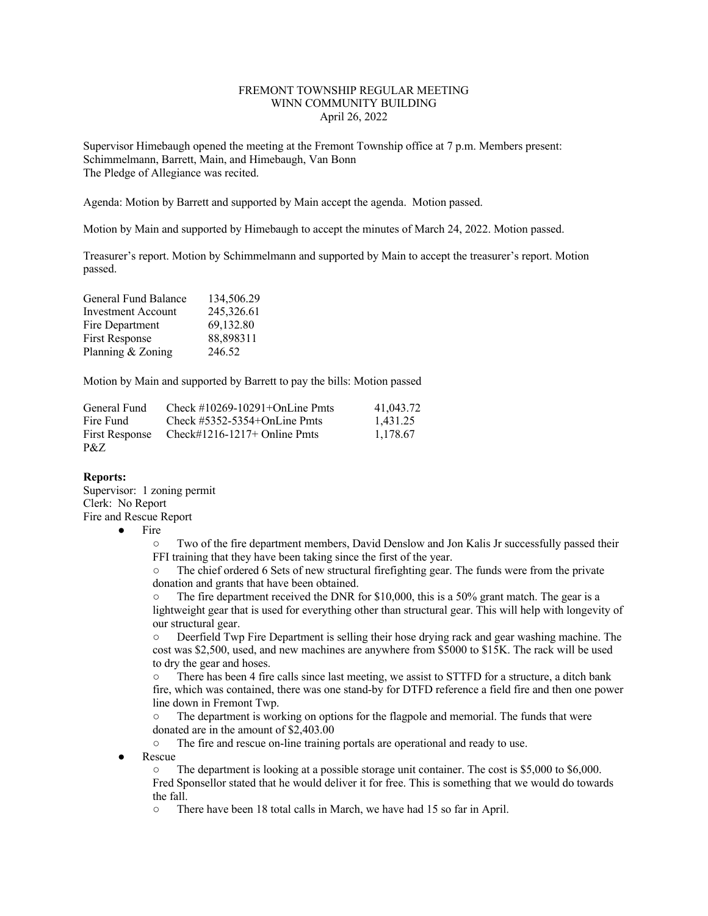FREMONT TOWNSHIP REGULAR MEETING
WINN COMMUNITY BUILDING
April 26, 2022

Supervisor Himebaugh opened the meeting at the Fremont Township office at 7 p.m. Members present: Schimmelmann, Barrett, Main, and Himebaugh, Van Bonn
The Pledge of Allegiance was recited.

Agenda: Motion by Barrett and supported by Main accept the agenda. Motion passed.

Motion by Main and supported by Himebaugh to accept the minutes of March 24, 2022. Motion passed.

Treasurer's report. Motion by Schimmelmann and supported by Main to accept the treasurer's report. Motion passed.

| | |
|---|---|
| General Fund Balance | 134,506.29 |
| Investment Account | 245,326.61 |
| Fire Department | 69,132.80 |
| First Response | 88,898311 |
| Planning & Zoning | 246.52 |

Motion by Main and supported by Barrett to pay the bills: Motion passed

| | | |
|---|---|---|
| General Fund | Check #10269-10291+OnLine Pmts | 41,043.72 |
| Fire Fund | Check #5352-5354+OnLine Pmts | 1,431.25 |
| First Response | Check#1216-1217+ Online Pmts | 1,178.67 |
| P&Z | | |

**Reports:**
Supervisor: 1 zoning permit
Clerk: No Report
Fire and Rescue Report

- Fire
  - Two of the fire department members, David Denslow and Jon Kalis Jr successfully passed their FFI training that they have been taking since the first of the year.
  - The chief ordered 6 Sets of new structural firefighting gear. The funds were from the private donation and grants that have been obtained.
  - The fire department received the DNR for $10,000, this is a 50% grant match. The gear is a lightweight gear that is used for everything other than structural gear. This will help with longevity of our structural gear.
  - Deerfield Twp Fire Department is selling their hose drying rack and gear washing machine. The cost was $2,500, used, and new machines are anywhere from $5000 to $15K. The rack will be used to dry the gear and hoses.
  - There has been 4 fire calls since last meeting, we assist to STTFD for a structure, a ditch bank fire, which was contained, there was one stand-by for DTFD reference a field fire and then one power line down in Fremont Twp.
  - The department is working on options for the flagpole and memorial. The funds that were donated are in the amount of $2,403.00
  - The fire and rescue on-line training portals are operational and ready to use.
- Rescue
  - The department is looking at a possible storage unit container. The cost is $5,000 to $6,000. Fred Sponsellor stated that he would deliver it for free. This is something that we would do towards the fall.
  - There have been 18 total calls in March, we have had 15 so far in April.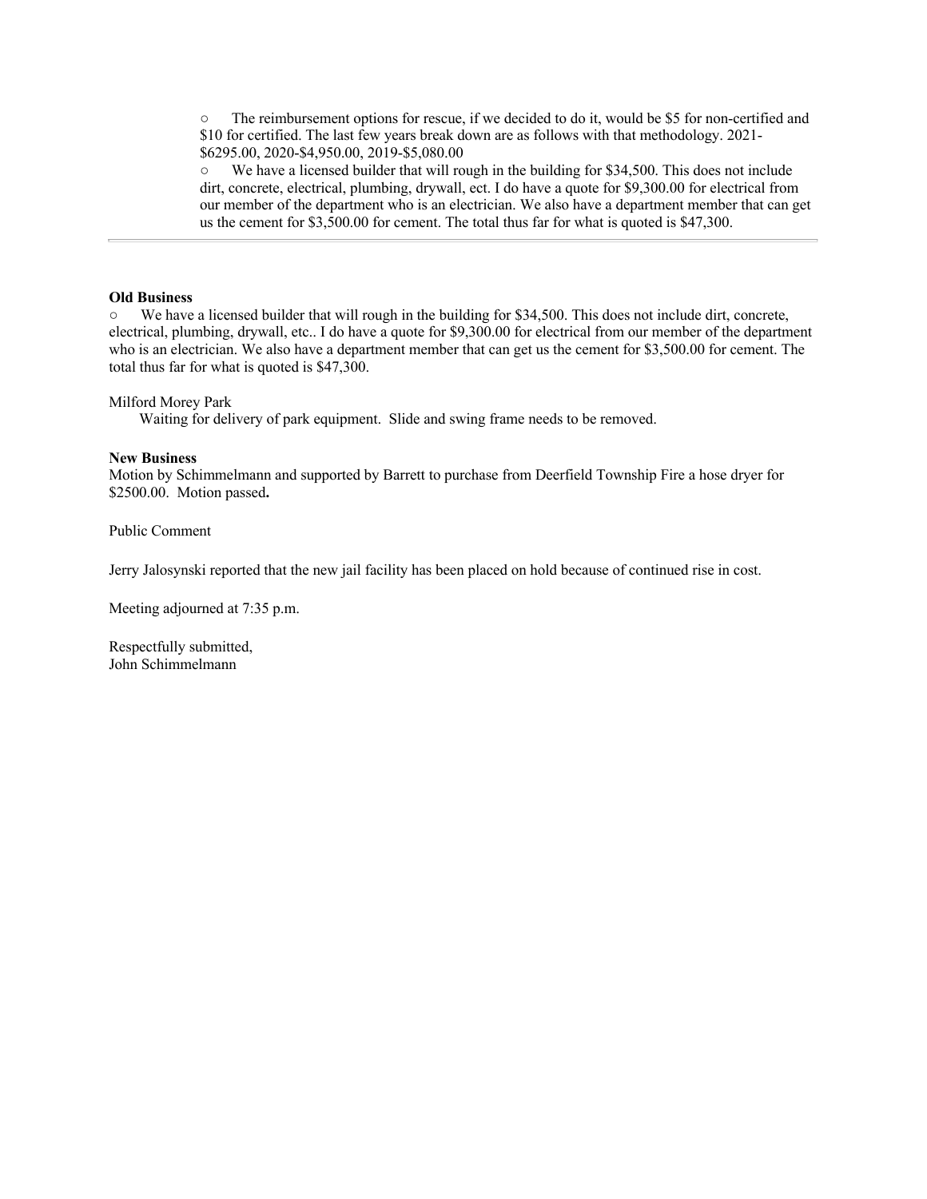- The reimbursement options for rescue, if we decided to do it, would be $5 for non-certified and $10 for certified. The last few years break down are as follows with that methodology. 2021-$6295.00, 2020-$4,950.00, 2019-$5,080.00
- We have a licensed builder that will rough in the building for $34,500. This does not include dirt, concrete, electrical, plumbing, drywall, ect. I do have a quote for $9,300.00 for electrical from our member of the department who is an electrician. We also have a department member that can get us the cement for $3,500.00 for cement. The total thus far for what is quoted is $47,300.

---

**Old Business**

- We have a licensed builder that will rough in the building for $34,500. This does not include dirt, concrete, electrical, plumbing, drywall, etc.. I do have a quote for $9,300.00 for electrical from our member of the department who is an electrician. We also have a department member that can get us the cement for $3,500.00 for cement. The total thus far for what is quoted is $47,300.

Milford Morey Park

Waiting for delivery of park equipment. Slide and swing frame needs to be removed.

**New Business**

Motion by Schimmelmann and supported by Barrett to purchase from Deerfield Township Fire a hose dryer for $2500.00. Motion passed**.**

Public Comment

Jerry Jalosynski reported that the new jail facility has been placed on hold because of continued rise in cost.

Meeting adjourned at 7:35 p.m.

Respectfully submitted,
John Schimmelmann